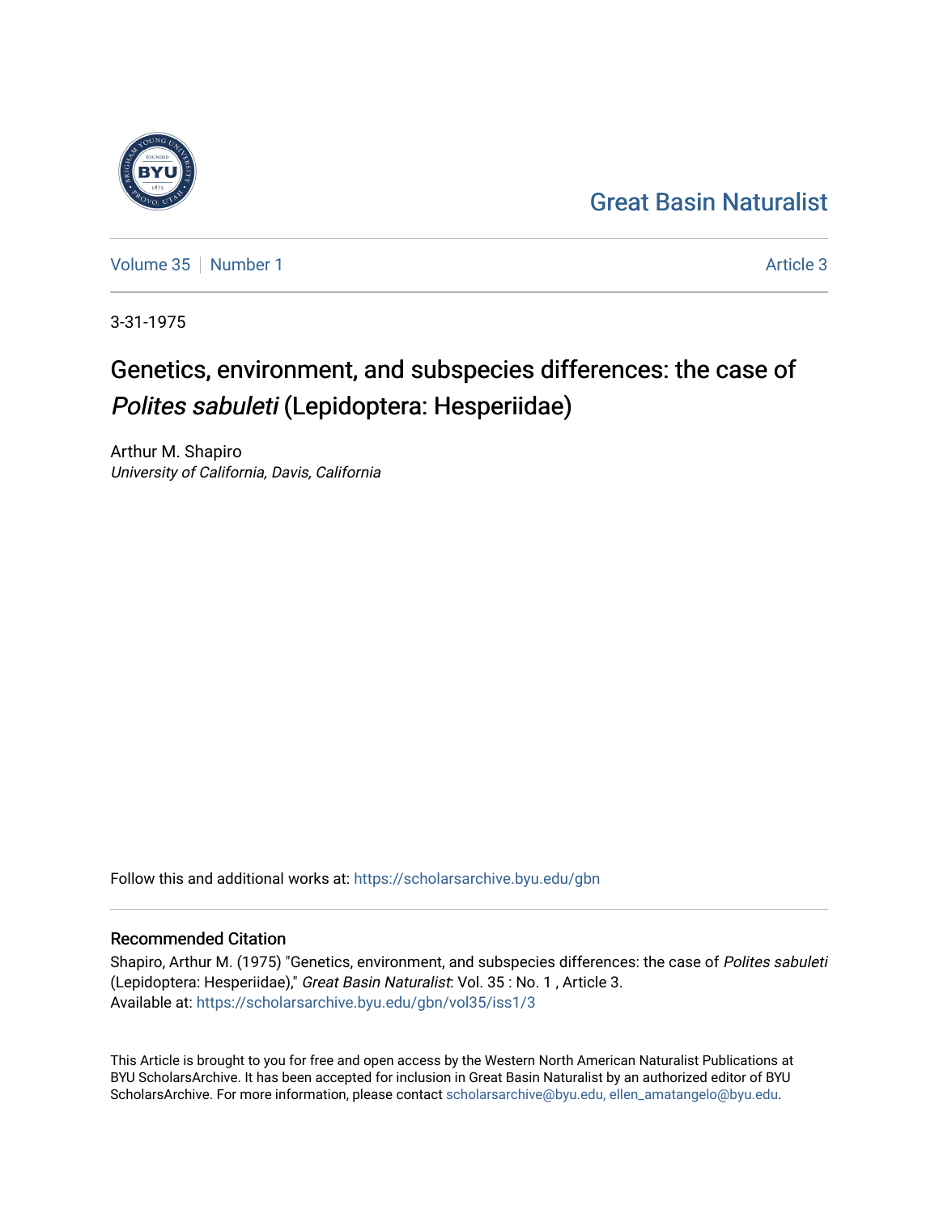Great Basin Naturalist

Volume 35 | Number 1 | Article 3

3-31-1975

# Genetics, environment, and subspecies differences: the case of *Polites sabuleti* (Lepidoptera: Hesperiidae)

Arthur M. Shapiro
*University of California, Davis, California*

Follow this and additional works at: https://scholarsarchive.byu.edu/gbn

## Recommended Citation

Shapiro, Arthur M. (1975) "Genetics, environment, and subspecies differences: the case of *Polites sabuleti* (Lepidoptera: Hesperiidae)," *Great Basin Naturalist*: Vol. 35 : No. 1 , Article 3.
Available at: https://scholarsarchive.byu.edu/gbn/vol35/iss1/3

This Article is brought to you for free and open access by the Western North American Naturalist Publications at BYU ScholarsArchive. It has been accepted for inclusion in Great Basin Naturalist by an authorized editor of BYU ScholarsArchive. For more information, please contact scholarsarchive@byu.edu, ellen_amatangelo@byu.edu.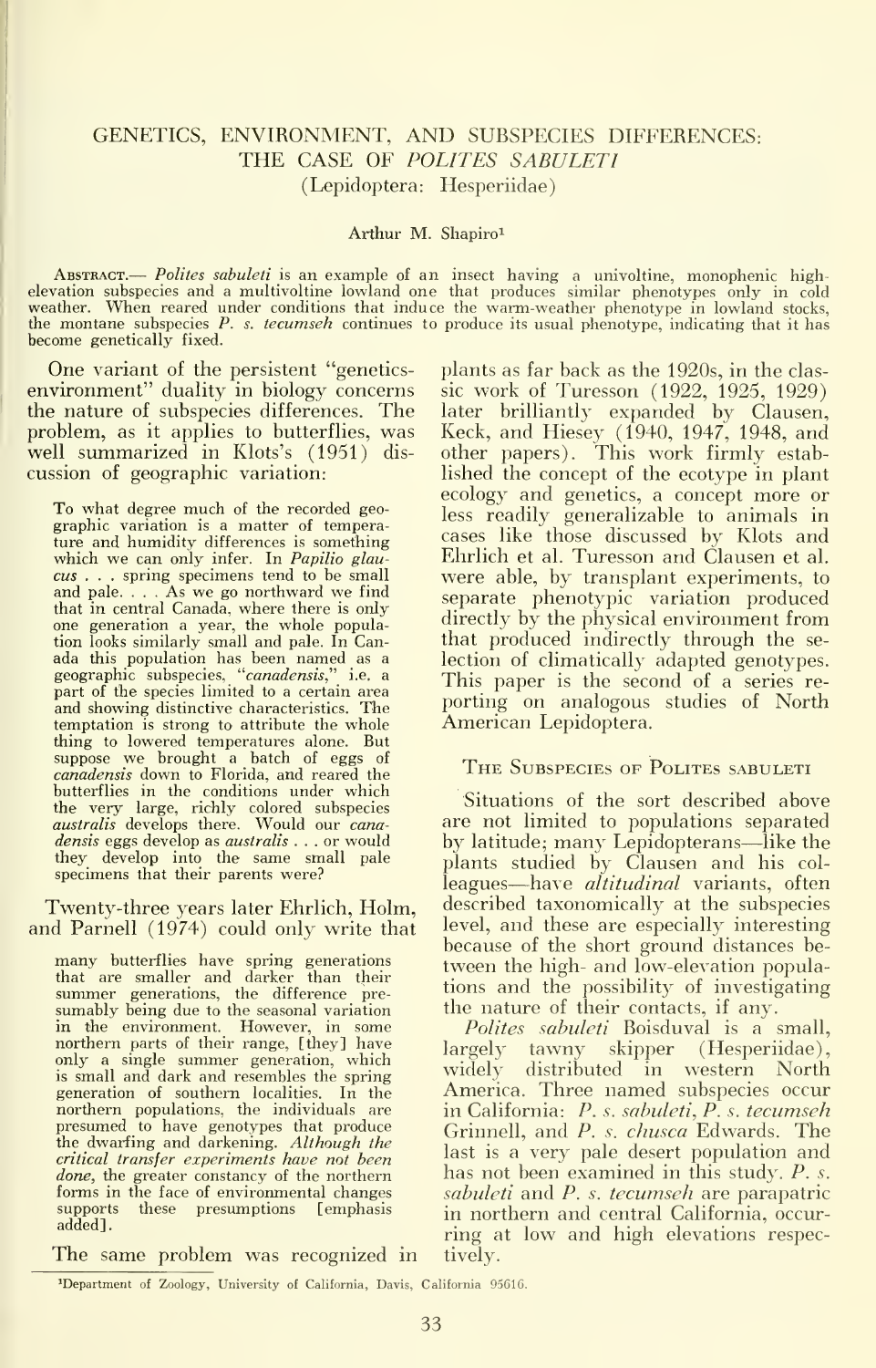# GENETICS, ENVIRONMENT, AND SUBSPECIES DIFFERENCES: THE CASE OF *POLITES SABULETI* (Lepidoptera: Hesperiidae)

Arthur M. Shapiro[1]

ABSTRACT.— *Polites sabuleti* is an example of an insect having a univoltine, monophenic high-elevation subspecies and a multivoltine lowland one that produces similar phenotypes only in cold weather. When reared under conditions that induce the warm-weather phenotype in lowland stocks, the montane subspecies *P. s. tecumseh* continues to produce its usual phenotype, indicating that it has become genetically fixed.

One variant of the persistent "genetics-environment" duality in biology concerns the nature of subspecies differences. The problem, as it applies to butterflies, was well summarized in Klots's (1951) discussion of geographic variation:

> To what degree much of the recorded geographic variation is a matter of temperature and humidity differences is something which we can only infer. In *Papilio glaucus* . . . spring specimens tend to be small and pale. . . . As we go northward we find that in central Canada, where there is only one generation a year, the whole population looks similarly small and pale. In Canada this population has been named as a geographic subspecies, "*canadensis*," i.e. a part of the species limited to a certain area and showing distinctive characteristics. The temptation is strong to attribute the whole thing to lowered temperatures alone. But suppose we brought a batch of eggs of *canadensis* down to Florida, and reared the butterflies in the conditions under which the very large, richly colored subspecies *australis* develops there. Would our *canadensis* eggs develop as *australis* . . . or would they develop into the same small pale specimens that their parents were?

Twenty-three years later Ehrlich, Holm, and Parnell (1974) could only write that

> many butterflies have spring generations that are smaller and darker than their summer generations, the difference presumably being due to the seasonal variation in the environment. However, in some northern parts of their range, [they] have only a single summer generation, which is small and dark and resembles the spring generation of southern localities. In the northern populations, the individuals are presumed to have genotypes that produce the dwarfing and darkening. *Although the critical transfer experiments have not been done*, the greater constancy of the northern forms in the face of environmental changes supports these presumptions [emphasis added].

The same problem was recognized in plants as far back as the 1920s, in the classic work of Turesson (1922, 1925, 1929) later brilliantly expanded by Clausen, Keck, and Hiesey (1940, 1947, 1948, and other papers). This work firmly established the concept of the ecotype in plant ecology and genetics, a concept more or less readily generalizable to animals in cases like those discussed by Klots and Ehrlich et al. Turesson and Clausen et al. were able, by transplant experiments, to separate phenotypic variation produced directly by the physical environment from that produced indirectly through the selection of climatically adapted genotypes. This paper is the second of a series reporting on analogous studies of North American Lepidoptera.

## THE SUBSPECIES OF POLITES SABULETI

Situations of the sort described above are not limited to populations separated by latitude; many Lepidopterans—like the plants studied by Clausen and his colleagues—have *altitudinal* variants, often described taxonomically at the subspecies level, and these are especially interesting because of the short ground distances between the high- and low-elevation populations and the possibility of investigating the nature of their contacts, if any.

*Polites sabuleti* Boisduval is a small, largely tawny skipper (Hesperiidae), widely distributed in western North America. Three named subspecies occur in California: *P. s. sabuleti*, *P. s. tecumseh* Grinnell, and *P. s. chusca* Edwards. The last is a very pale desert population and has not been examined in this study. *P. s. sabuleti* and *P. s. tecumseh* are parapatric in northern and central California, occurring at low and high elevations respectively.

[1]Department of Zoology, University of California, Davis, California 95616.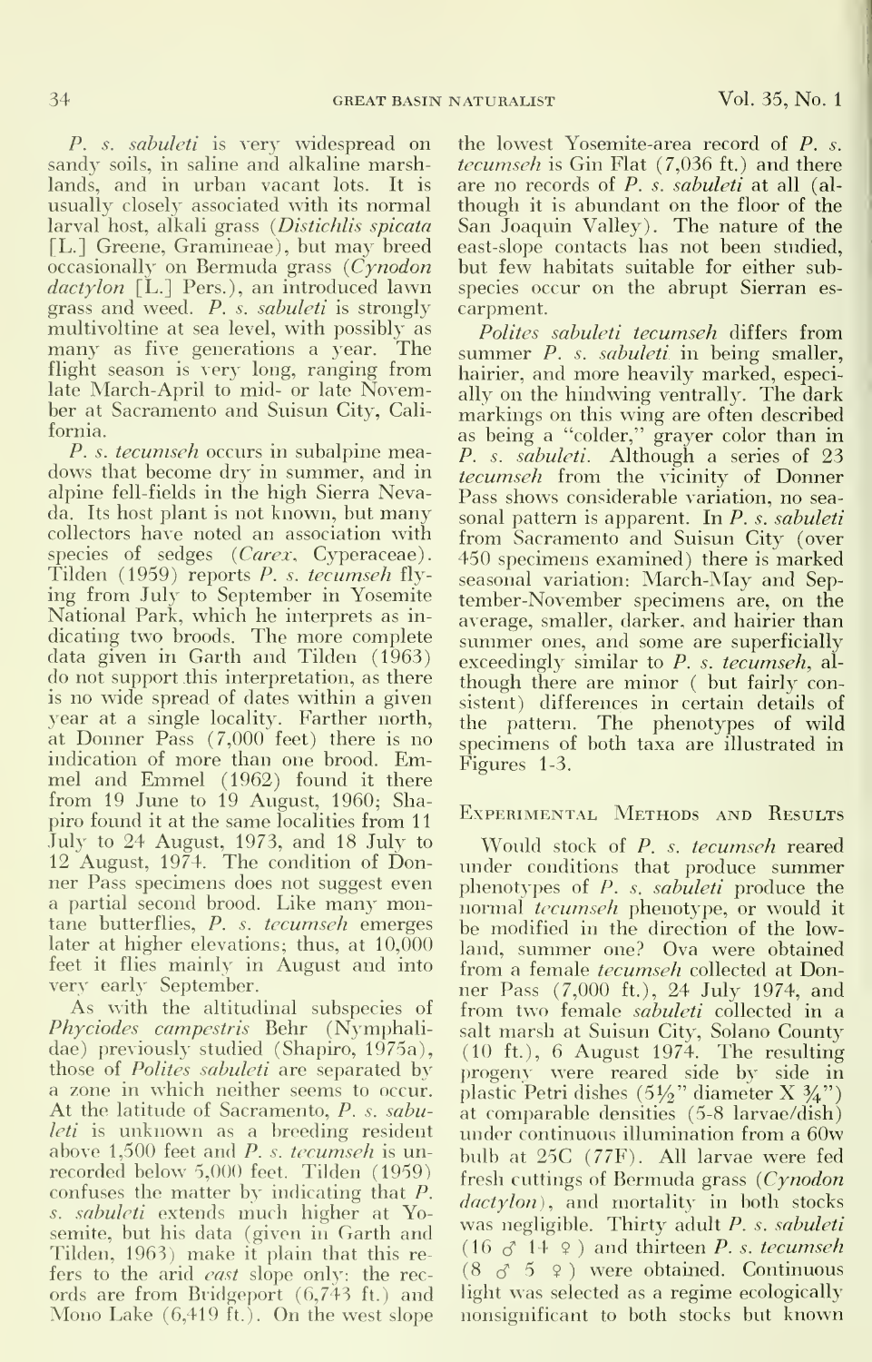*P. s. sabuleti* is very widespread on sandy soils, in saline and alkaline marshlands, and in urban vacant lots. It is usually closely associated with its normal larval host, alkali grass (*Distichlis spicata* [L.] Greene, Gramineae), but may breed occasionally on Bermuda grass (*Cynodon dactylon* [L.] Pers.), an introduced lawn grass and weed. *P. s. sabuleti* is strongly multivoltine at sea level, with possibly as many as five generations a year. The flight season is very long, ranging from late March-April to mid- or late November at Sacramento and Suisun City, California.

*P. s. tecumseh* occurs in subalpine meadows that become dry in summer, and in alpine fell-fields in the high Sierra Nevada. Its host plant is not known, but many collectors have noted an association with species of sedges (*Carex*, Cyperaceae). Tilden (1959) reports *P. s. tecumseh* flying from July to September in Yosemite National Park, which he interprets as indicating two broods. The more complete data given in Garth and Tilden (1963) do not support this interpretation, as there is no wide spread of dates within a given year at a single locality. Farther north, at Donner Pass (7,000 feet) there is no indication of more than one brood. Emmel and Emmel (1962) found it there from 19 June to 19 August, 1960; Shapiro found it at the same localities from 11 July to 24 August, 1973, and 18 July to 12 August, 1974. The condition of Donner Pass specimens does not suggest even a partial second brood. Like many montane butterflies, *P. s. tecumseh* emerges later at higher elevations; thus, at 10,000 feet it flies mainly in August and into very early September.

As with the altitudinal subspecies of *Phyciodes campestris* Behr (Nymphalidae) previously studied (Shapiro, 1975a), those of *Polites sabuleti* are separated by a zone in which neither seems to occur. At the latitude of Sacramento, *P. s. sabuleti* is unknown as a breeding resident above 1,500 feet and *P. s. tecumseh* is unrecorded below 5,000 feet. Tilden (1959) confuses the matter by indicating that *P. s. sabuleti* extends much higher at Yosemite, but his data (given in Garth and Tilden, 1963) make it plain that this refers to the arid *east* slope only: the records are from Bridgeport (6,743 ft.) and Mono Lake (6,419 ft.). On the west slope the lowest Yosemite-area record of *P. s. tecumseh* is Gin Flat (7,036 ft.) and there are no records of *P. s. sabuleti* at all (although it is abundant on the floor of the San Joaquin Valley). The nature of the east-slope contacts has not been studied, but few habitats suitable for either subspecies occur on the abrupt Sierran escarpment.

*Polites sabuleti tecumseh* differs from summer *P. s. sabuleti* in being smaller, hairier, and more heavily marked, especially on the hindwing ventrally. The dark markings on this wing are often described as being a "colder," grayer color than in *P. s. sabuleti*. Although a series of 23 *tecumseh* from the vicinity of Donner Pass shows considerable variation, no seasonal pattern is apparent. In *P. s. sabuleti* from Sacramento and Suisun City (over 450 specimens examined) there is marked seasonal variation: March-May and September-November specimens are, on the average, smaller, darker, and hairier than summer ones, and some are superficially exceedingly similar to *P. s. tecumseh*, although there are minor (but fairly consistent) differences in certain details of the pattern. The phenotypes of wild specimens of both taxa are illustrated in Figures 1-3.

## Experimental Methods and Results

Would stock of *P. s. tecumseh* reared under conditions that produce summer phenotypes of *P. s. sabuleti* produce the normal *tecumseh* phenotype, or would it be modified in the direction of the lowland, summer one? Ova were obtained from a female *tecumseh* collected at Donner Pass (7,000 ft.), 24 July 1974, and from two female *sabuleti* collected in a salt marsh at Suisun City, Solano County (10 ft.), 6 August 1974. The resulting progeny were reared side by side in plastic Petri dishes (5½" diameter X ¾") at comparable densities (5-8 larvae/dish) under continuous illumination from a 60w bulb at 25C (77F). All larvae were fed fresh cuttings of Bermuda grass (*Cynodon dactylon*), and mortality in both stocks was negligible. Thirty adult *P. s. sabuleti* (16 ♂ 14 ♀) and thirteen *P. s. tecumseh* (8 ♂ 5 ♀) were obtained. Continuous light was selected as a regime ecologically nonsignificant to both stocks but known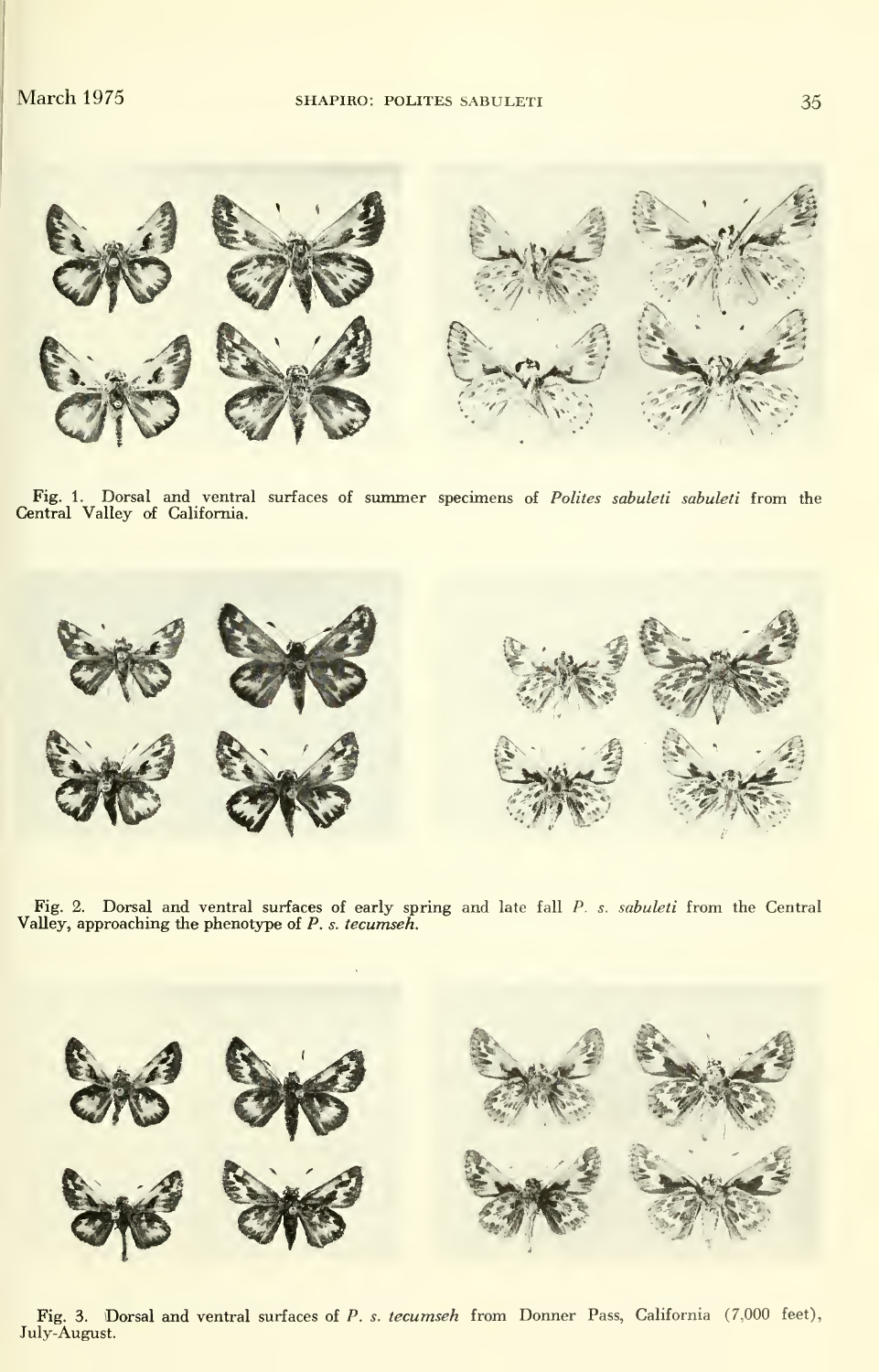Fig. 1. Dorsal and ventral surfaces of summer specimens of *Polites sabuleti sabuleti* from the Central Valley of California.

Fig. 2. Dorsal and ventral surfaces of early spring and late fall *P. s. sabuleti* from the Central Valley, approaching the phenotype of *P. s. tecumseh*.

Fig. 3. Dorsal and ventral surfaces of *P. s. tecumseh* from Donner Pass, California (7,000 feet), July-August.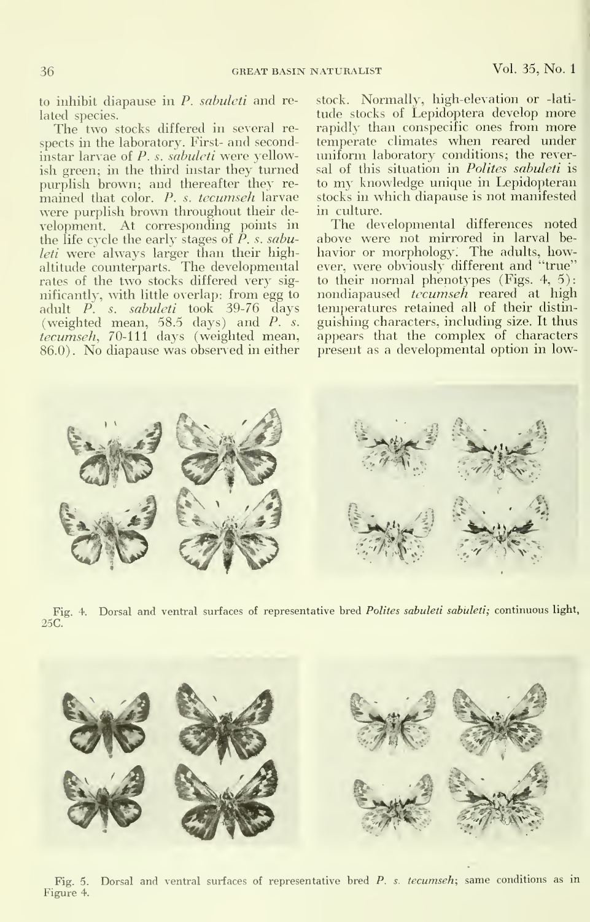to inhibit diapause in *P. sabuleti* and related species.

The two stocks differed in several respects in the laboratory. First- and second-instar larvae of *P. s. sabuleti* were yellowish green; in the third instar they turned purplish brown; and thereafter they remained that color. *P. s. tecumseh* larvae were purplish brown throughout their development. At corresponding points in the life cycle the early stages of *P. s. sabuleti* were always larger than their high-altitude counterparts. The developmental rates of the two stocks differed very significantly, with little overlap: from egg to adult *P. s. sabuleti* took 39-76 days (weighted mean, 58.5 days) and *P. s. tecumseh*, 70-111 days (weighted mean, 86.0). No diapause was observed in either stock. Normally, high-elevation or -latitude stocks of Lepidoptera develop more rapidly than conspecific ones from more temperate climates when reared under uniform laboratory conditions; the reversal of this situation in *Polites sabuleti* is to my knowledge unique in Lepidopteran stocks in which diapause is not manifested in culture.

The developmental differences noted above were not mirrored in larval behavior or morphology. The adults, however, were obviously different and "true" to their normal phenotypes (Figs. 4, 5): nondiapaused *tecumseh* reared at high temperatures retained all of their distinguishing characters, including size. It thus appears that the complex of characters present as a developmental option in low-

Fig. 4. Dorsal and ventral surfaces of representative bred *Polites sabuleti sabuleti;* continuous light, 25C.

Fig. 5. Dorsal and ventral surfaces of representative bred *P. s. tecumseh*; same conditions as in Figure 4.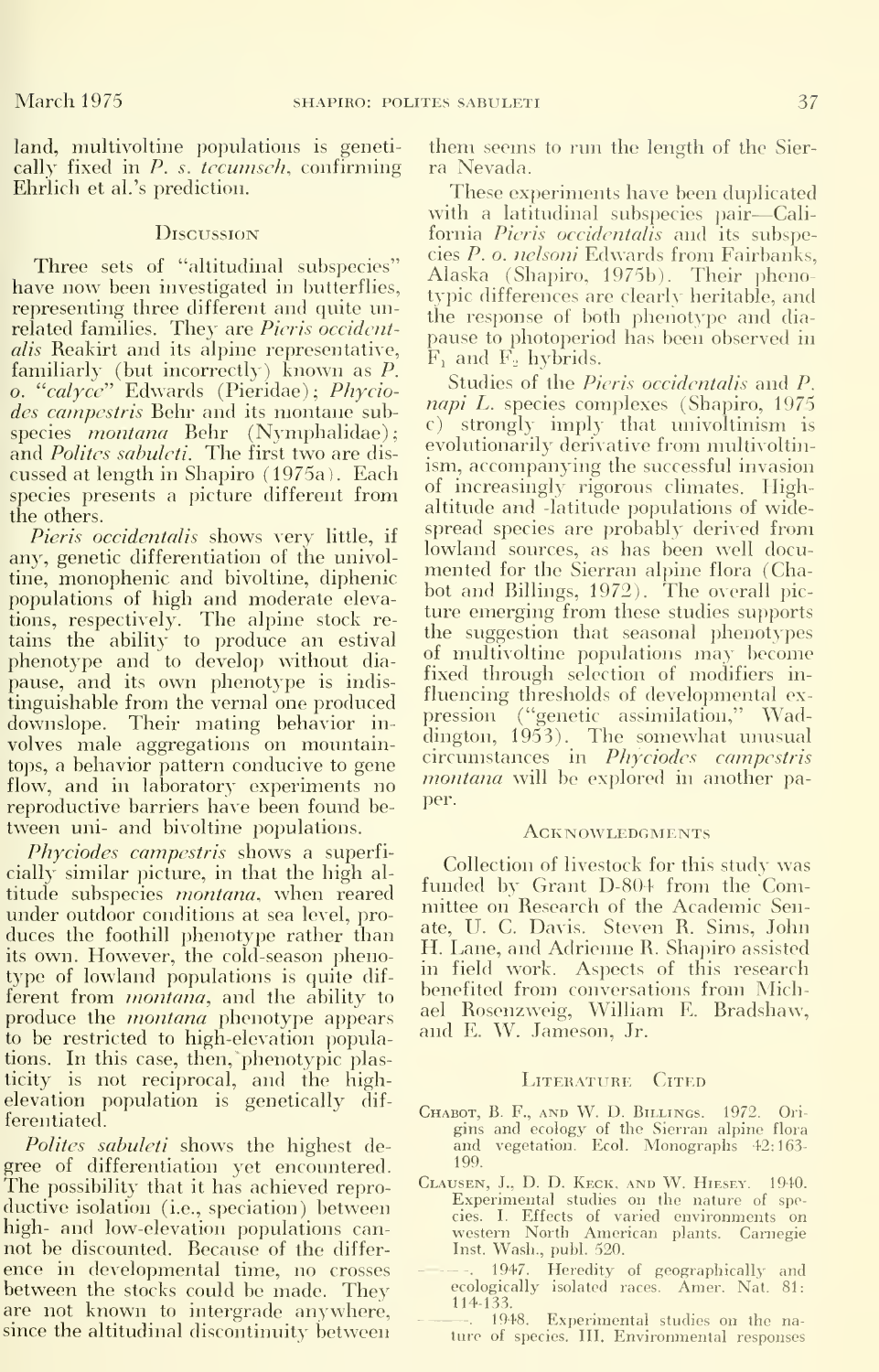land, multivoltine populations is genetically fixed in *P. s. tecumseh*, confirming Ehrlich et al.'s prediction.

## Discussion

Three sets of "altitudinal subspecies" have now been investigated in butterflies, representing three different and quite unrelated families. They are *Pieris occidentalis* Reakirt and its alpine representative, familiarly (but incorrectly) known as *P. o. "calyce"* Edwards (Pieridae); *Phyciodes campestris* Behr and its montane subspecies *montana* Behr (Nymphalidae); and *Polites sabuleti*. The first two are discussed at length in Shapiro (1975a). Each species presents a picture different from the others.

*Pieris occidentalis* shows very little, if any, genetic differentiation of the univoltine, monophenic and bivoltine, diphenic populations of high and moderate elevations, respectively. The alpine stock retains the ability to produce an estival phenotype and to develop without diapause, and its own phenotype is indistinguishable from the vernal one produced downslope. Their mating behavior involves male aggregations on mountaintops, a behavior pattern conducive to gene flow, and in laboratory experiments no reproductive barriers have been found between uni- and bivoltine populations.

*Phyciodes campestris* shows a superficially similar picture, in that the high altitude subspecies *montana*, when reared under outdoor conditions at sea level, produces the foothill phenotype rather than its own. However, the cold-season phenotype of lowland populations is quite different from *montana*, and the ability to produce the *montana* phenotype appears to be restricted to high-elevation populations. In this case, then, phenotypic plasticity is not reciprocal, and the high-elevation population is genetically differentiated.

*Polites sabuleti* shows the highest degree of differentiation yet encountered. The possibility that it has achieved reproductive isolation (i.e., speciation) between high- and low-elevation populations cannot be discounted. Because of the difference in developmental time, no crosses between the stocks could be made. They are not known to intergrade anywhere, since the altitudinal discontinuity between them seems to run the length of the Sierra Nevada.

These experiments have been duplicated with a latitudinal subspecies pair—California *Pieris occidentalis* and its subspecies *P. o. nelsoni* Edwards from Fairbanks, Alaska (Shapiro, 1975b). Their phenotypic differences are clearly heritable, and the response of both phenotype and diapause to photoperiod has been observed in $F_1$ and $F_2$ hybrids.

Studies of the *Pieris occidentalis* and *P. napi* L. species complexes (Shapiro, 1975 c) strongly imply that univoltinism is evolutionarily derivative from multivoltinism, accompanying the successful invasion of increasingly rigorous climates. High-altitude and -latitude populations of widespread species are probably derived from lowland sources, as has been well documented for the Sierran alpine flora (Chabot and Billings, 1972). The overall picture emerging from these studies supports the suggestion that seasonal phenotypes of multivoltine populations may become fixed through selection of modifiers influencing thresholds of developmental expression ("genetic assimilation," Waddington, 1953). The somewhat unusual circumstances in *Phyciodes campestris montana* will be explored in another paper.

## Acknowledgments

Collection of livestock for this study was funded by Grant D-804 from the Committee on Research of the Academic Senate, U. C. Davis. Steven R. Sims, John H. Lane, and Adrienne R. Shapiro assisted in field work. Aspects of this research benefited from conversations from Michael Rosenzweig, William E. Bradshaw, and E. W. Jameson, Jr.

## Literature Cited

Chabot, B. F., and W. D. Billings. 1972. Origins and ecology of the Sierran alpine flora and vegetation. Ecol. Monographs 42:163-199.

Clausen, J., D. D. Keck, and W. Hiesey. 1940. Experimental studies on the nature of species. I. Effects of varied environments on western North American plants. Carnegie Inst. Wash., publ. 520.

———. 1947. Heredity of geographically and ecologically isolated races. Amer. Nat. 81: 114-133.

———. 1948. Experimental studies on the nature of species. III. Environmental responses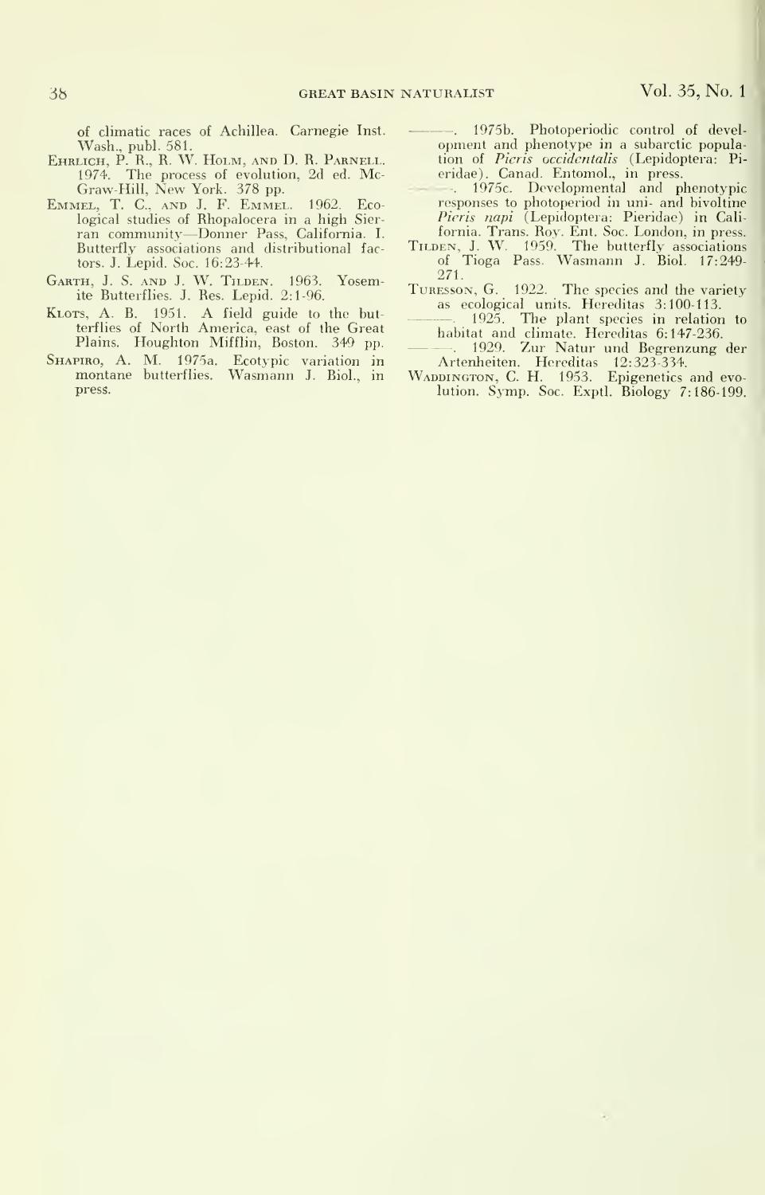of climatic races of Achillea. Carnegie Inst. Wash., publ. 581.

Ehrlich, P. R., R. W. Holm, and D. R. Parnell. 1974. The process of evolution, 2d ed. McGraw-Hill, New York. 378 pp.

Emmel, T. C., and J. F. Emmel. 1962. Ecological studies of Rhopalocera in a high Sierran community—Donner Pass, California. I. Butterfly associations and distributional factors. J. Lepid. Soc. 16:23-44.

Garth, J. S. and J. W. Tilden. 1963. Yosemite Butterflies. J. Res. Lepid. 2:1-96.

Klots, A. B. 1951. A field guide to the butterflies of North America, east of the Great Plains. Houghton Mifflin, Boston. 349 pp.

Shapiro, A. M. 1975a. Ecotypic variation in montane butterflies. Wasmann J. Biol., in press.

———. 1975b. Photoperiodic control of development and phenotype in a subarctic population of *Pieris occidentalis* (Lepidoptera: Pieridae). Canad. Entomol., in press.

———. 1975c. Developmental and phenotypic responses to photoperiod in uni- and bivoltine *Pieris napi* (Lepidoptera: Pieridae) in California. Trans. Roy. Ent. Soc. London, in press.

Tilden, J. W. 1959. The butterfly associations of Tioga Pass. Wasmann J. Biol. 17:249-271.

Turesson, G. 1922. The species and the variety as ecological units. Hereditas 3:100-113.

———. 1925. The plant species in relation to habitat and climate. Hereditas 6:147-236.

———. 1929. Zur Natur und Begrenzung der Artenheiten. Hereditas 12:323-334.

Waddington, C. H. 1953. Epigenetics and evolution. Symp. Soc. Exptl. Biology 7:186-199.